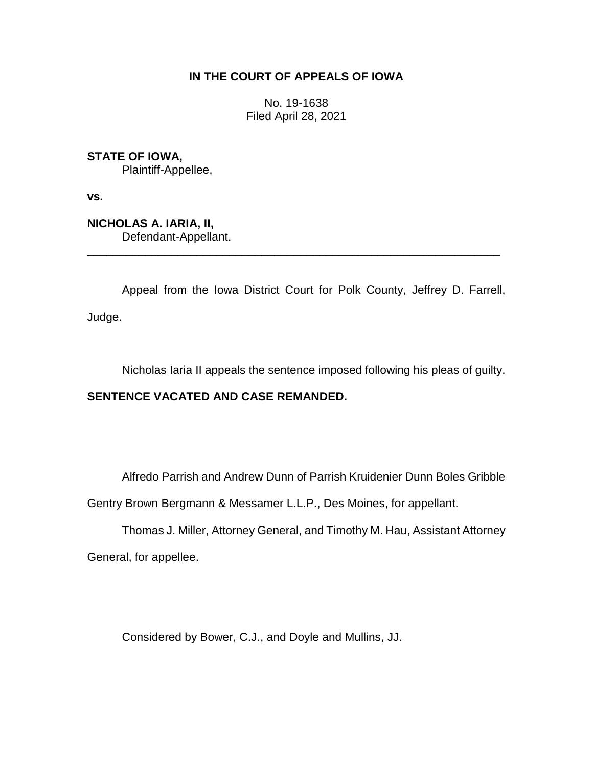# IN THE COURT OF APPEALS OF IOWA

No. 19-1638
Filed April 28, 2021

**STATE OF IOWA,**
Plaintiff-Appellee,

**vs.**

**NICHOLAS A. IARIA, II,**
Defendant-Appellant.

---

Appeal from the Iowa District Court for Polk County, Jeffrey D. Farrell, Judge.

Nicholas Iaria II appeals the sentence imposed following his pleas of guilty.

**SENTENCE VACATED AND CASE REMANDED.**

Alfredo Parrish and Andrew Dunn of Parrish Kruidenier Dunn Boles Gribble Gentry Brown Bergmann & Messamer L.L.P., Des Moines, for appellant.

Thomas J. Miller, Attorney General, and Timothy M. Hau, Assistant Attorney General, for appellee.

Considered by Bower, C.J., and Doyle and Mullins, JJ.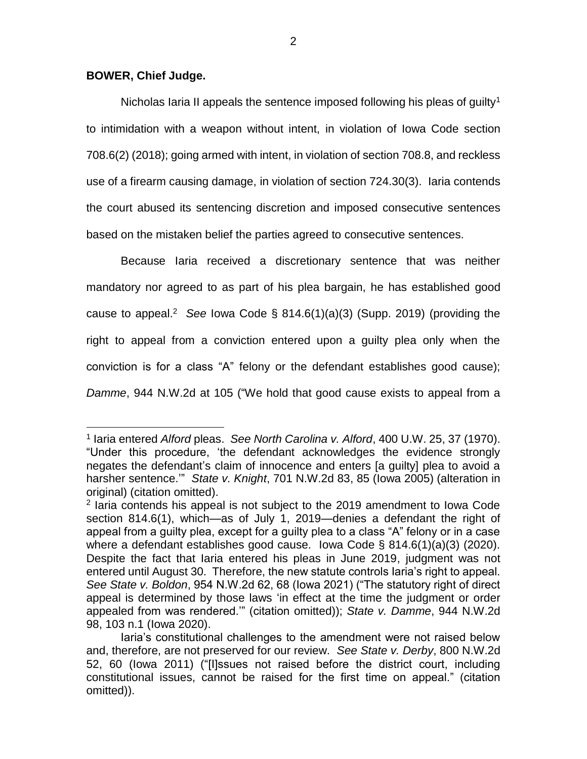**BOWER, Chief Judge.**

Nicholas Iaria II appeals the sentence imposed following his pleas of guilty[1] to intimidation with a weapon without intent, in violation of Iowa Code section 708.6(2) (2018); going armed with intent, in violation of section 708.8, and reckless use of a firearm causing damage, in violation of section 724.30(3). Iaria contends the court abused its sentencing discretion and imposed consecutive sentences based on the mistaken belief the parties agreed to consecutive sentences.

Because Iaria received a discretionary sentence that was neither mandatory nor agreed to as part of his plea bargain, he has established good cause to appeal.[2] *See* Iowa Code § 814.6(1)(a)(3) (Supp. 2019) (providing the right to appeal from a conviction entered upon a guilty plea only when the conviction is for a class "A" felony or the defendant establishes good cause); *Damme*, 944 N.W.2d at 105 ("We hold that good cause exists to appeal from a

---

[1] Iaria entered *Alford* pleas. *See North Carolina v. Alford*, 400 U.W. 25, 37 (1970). "Under this procedure, 'the defendant acknowledges the evidence strongly negates the defendant's claim of innocence and enters [a guilty] plea to avoid a harsher sentence.'" *State v. Knight*, 701 N.W.2d 83, 85 (Iowa 2005) (alteration in original) (citation omitted).

[2] Iaria contends his appeal is not subject to the 2019 amendment to Iowa Code section 814.6(1), which—as of July 1, 2019—denies a defendant the right of appeal from a guilty plea, except for a guilty plea to a class "A" felony or in a case where a defendant establishes good cause. Iowa Code § 814.6(1)(a)(3) (2020). Despite the fact that Iaria entered his pleas in June 2019, judgment was not entered until August 30. Therefore, the new statute controls Iaria's right to appeal. *See State v. Boldon*, 954 N.W.2d 62, 68 (Iowa 2021) ("The statutory right of direct appeal is determined by those laws 'in effect at the time the judgment or order appealed from was rendered.'" (citation omitted)); *State v. Damme*, 944 N.W.2d 98, 103 n.1 (Iowa 2020).

Iaria's constitutional challenges to the amendment were not raised below and, therefore, are not preserved for our review. *See State v. Derby*, 800 N.W.2d 52, 60 (Iowa 2011) ("[I]ssues not raised before the district court, including constitutional issues, cannot be raised for the first time on appeal." (citation omitted)).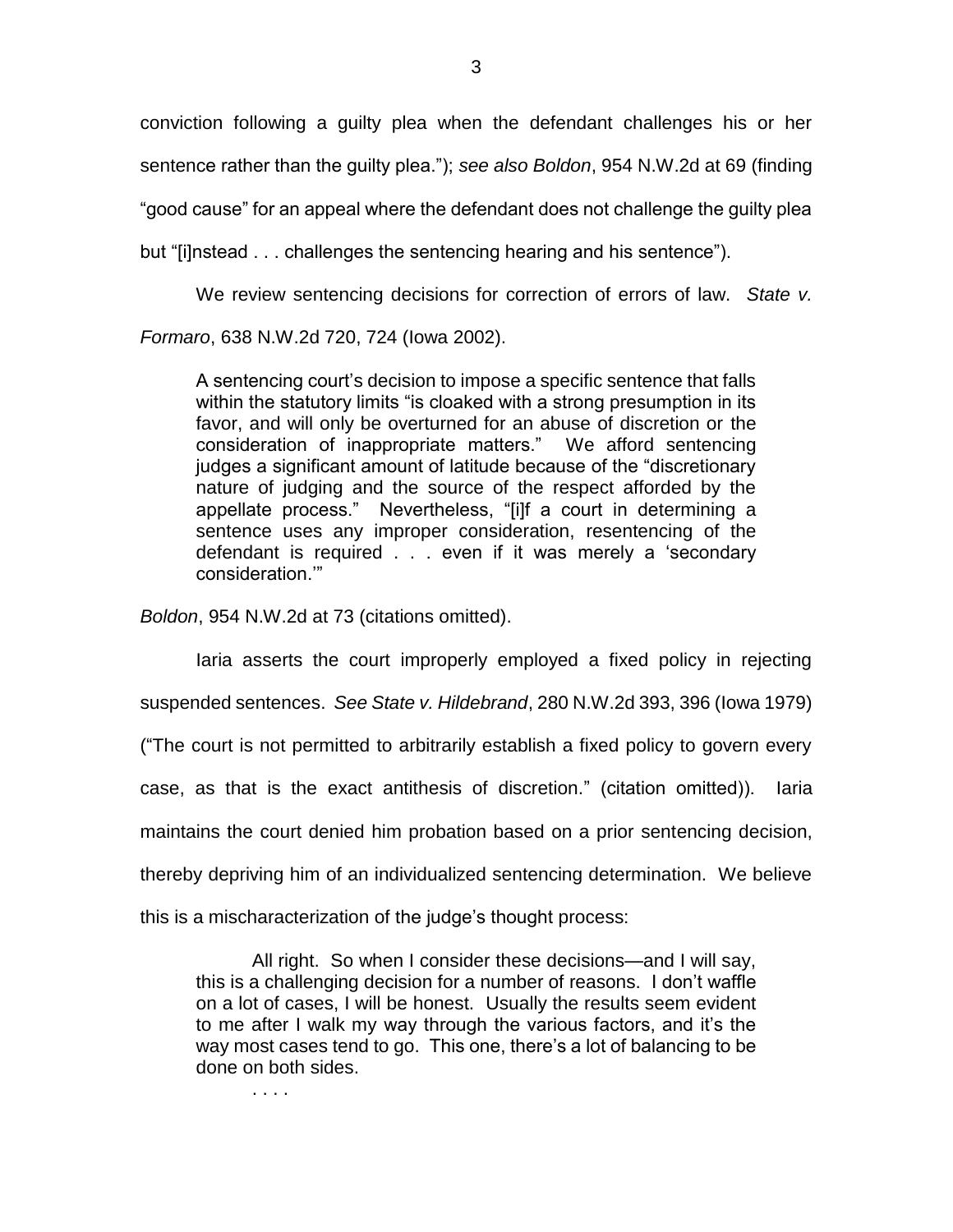conviction following a guilty plea when the defendant challenges his or her sentence rather than the guilty plea."); *see also Boldon*, 954 N.W.2d at 69 (finding "good cause" for an appeal where the defendant does not challenge the guilty plea but "[i]nstead . . . challenges the sentencing hearing and his sentence").

We review sentencing decisions for correction of errors of law. *State v. Formaro*, 638 N.W.2d 720, 724 (Iowa 2002).

> A sentencing court's decision to impose a specific sentence that falls within the statutory limits "is cloaked with a strong presumption in its favor, and will only be overturned for an abuse of discretion or the consideration of inappropriate matters." We afford sentencing judges a significant amount of latitude because of the "discretionary nature of judging and the source of the respect afforded by the appellate process." Nevertheless, "[i]f a court in determining a sentence uses any improper consideration, resentencing of the defendant is required . . . even if it was merely a 'secondary consideration.'"

*Boldon*, 954 N.W.2d at 73 (citations omitted).

Iaria asserts the court improperly employed a fixed policy in rejecting suspended sentences. *See State v. Hildebrand*, 280 N.W.2d 393, 396 (Iowa 1979) ("The court is not permitted to arbitrarily establish a fixed policy to govern every case, as that is the exact antithesis of discretion." (citation omitted)). Iaria maintains the court denied him probation based on a prior sentencing decision, thereby depriving him of an individualized sentencing determination. We believe this is a mischaracterization of the judge's thought process:

> All right. So when I consider these decisions—and I will say, this is a challenging decision for a number of reasons. I don't waffle on a lot of cases, I will be honest. Usually the results seem evident to me after I walk my way through the various factors, and it's the way most cases tend to go. This one, there's a lot of balancing to be done on both sides.
>
> . . . .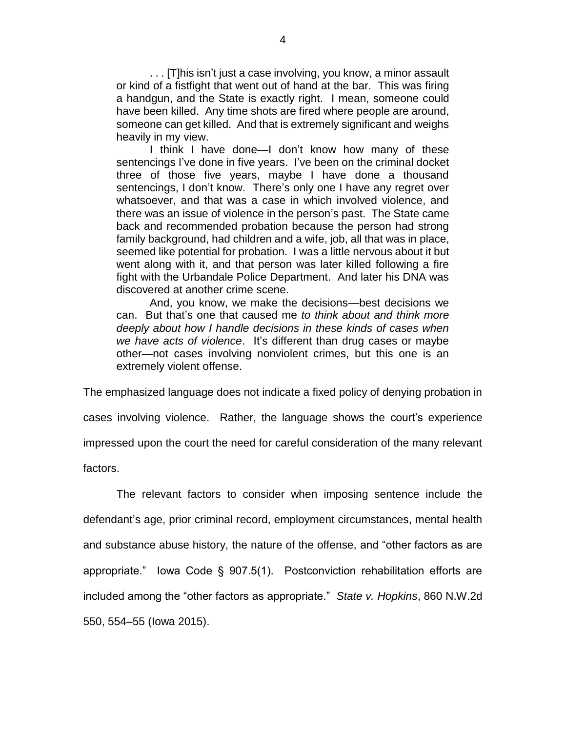> . . . [T]his isn't just a case involving, you know, a minor assault or kind of a fistfight that went out of hand at the bar. This was firing a handgun, and the State is exactly right. I mean, someone could have been killed. Any time shots are fired where people are around, someone can get killed. And that is extremely significant and weighs heavily in my view.
>
> I think I have done—I don't know how many of these sentencings I've done in five years. I've been on the criminal docket three of those five years, maybe I have done a thousand sentencings, I don't know. There's only one I have any regret over whatsoever, and that was a case in which involved violence, and there was an issue of violence in the person's past. The State came back and recommended probation because the person had strong family background, had children and a wife, job, all that was in place, seemed like potential for probation. I was a little nervous about it but went along with it, and that person was later killed following a fire fight with the Urbandale Police Department. And later his DNA was discovered at another crime scene.
>
> And, you know, we make the decisions—best decisions we can. But that's one that caused me *to think about and think more deeply about how I handle decisions in these kinds of cases when we have acts of violence*. It's different than drug cases or maybe other—not cases involving nonviolent crimes, but this one is an extremely violent offense.

The emphasized language does not indicate a fixed policy of denying probation in cases involving violence. Rather, the language shows the court's experience impressed upon the court the need for careful consideration of the many relevant factors.

The relevant factors to consider when imposing sentence include the defendant's age, prior criminal record, employment circumstances, mental health and substance abuse history, the nature of the offense, and "other factors as are appropriate." Iowa Code § 907.5(1). Postconviction rehabilitation efforts are included among the "other factors as appropriate." *State v. Hopkins*, 860 N.W.2d 550, 554–55 (Iowa 2015).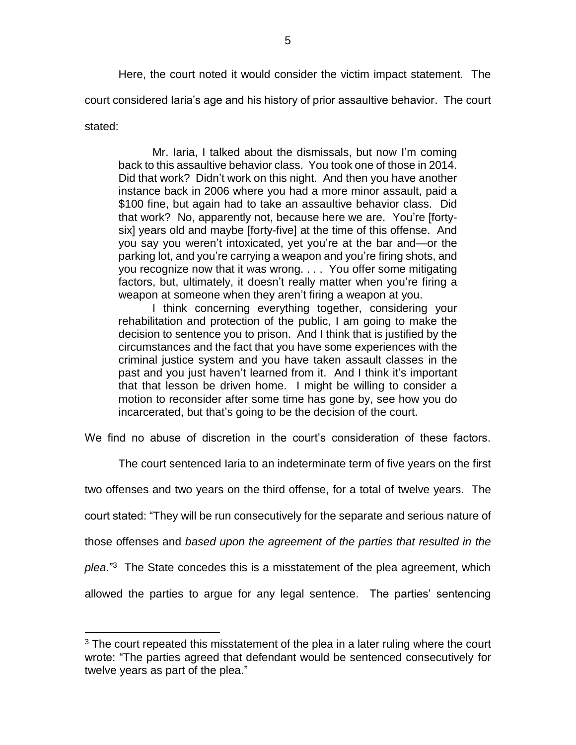Here, the court noted it would consider the victim impact statement. The court considered Iaria's age and his history of prior assaultive behavior. The court stated:

> Mr. Iaria, I talked about the dismissals, but now I'm coming back to this assaultive behavior class. You took one of those in 2014. Did that work? Didn't work on this night. And then you have another instance back in 2006 where you had a more minor assault, paid a $100 fine, but again had to take an assaultive behavior class. Did that work? No, apparently not, because here we are. You're [forty-six] years old and maybe [forty-five] at the time of this offense. And you say you weren't intoxicated, yet you're at the bar and—or the parking lot, and you're carrying a weapon and you're firing shots, and you recognize now that it was wrong. . . . You offer some mitigating factors, but, ultimately, it doesn't really matter when you're firing a weapon at someone when they aren't firing a weapon at you.
>
> I think concerning everything together, considering your rehabilitation and protection of the public, I am going to make the decision to sentence you to prison. And I think that is justified by the circumstances and the fact that you have some experiences with the criminal justice system and you have taken assault classes in the past and you just haven't learned from it. And I think it's important that that lesson be driven home. I might be willing to consider a motion to reconsider after some time has gone by, see how you do incarcerated, but that's going to be the decision of the court.

We find no abuse of discretion in the court's consideration of these factors.

The court sentenced Iaria to an indeterminate term of five years on the first two offenses and two years on the third offense, for a total of twelve years. The court stated: "They will be run consecutively for the separate and serious nature of those offenses and *based upon the agreement of the parties that resulted in the plea*."[3] The State concedes this is a misstatement of the plea agreement, which allowed the parties to argue for any legal sentence. The parties' sentencing

---

[3] The court repeated this misstatement of the plea in a later ruling where the court wrote: "The parties agreed that defendant would be sentenced consecutively for twelve years as part of the plea."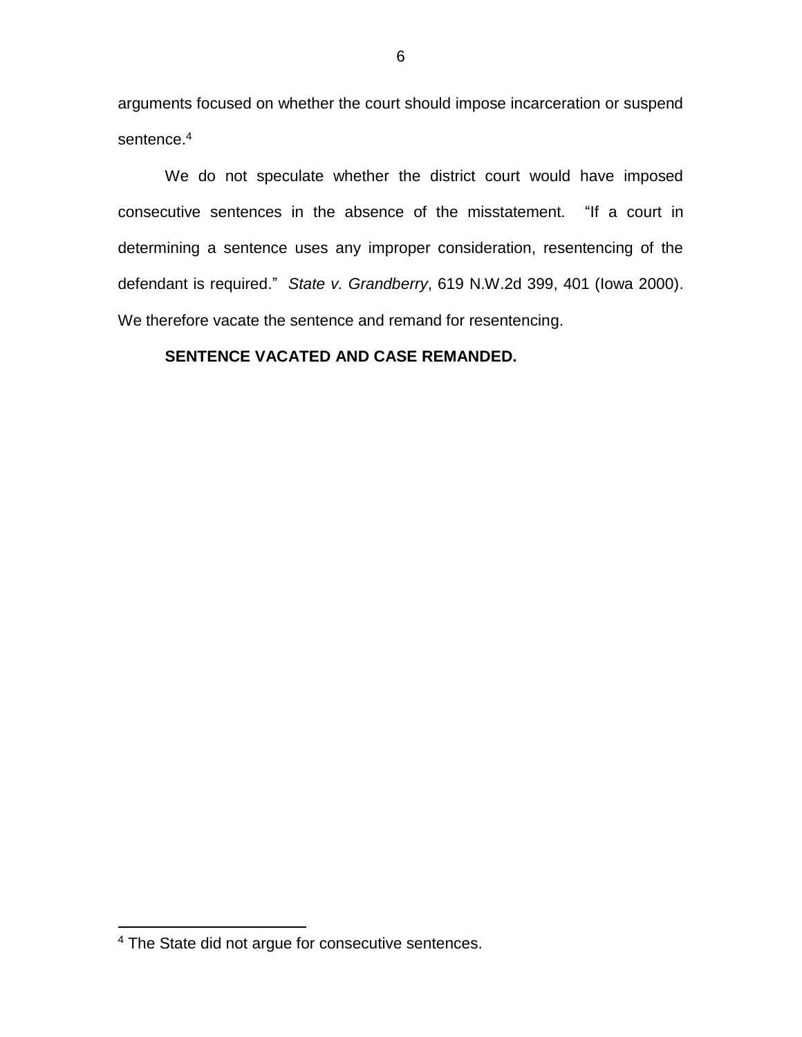arguments focused on whether the court should impose incarceration or suspend sentence.[4]

We do not speculate whether the district court would have imposed consecutive sentences in the absence of the misstatement. "If a court in determining a sentence uses any improper consideration, resentencing of the defendant is required." *State v. Grandberry*, 619 N.W.2d 399, 401 (Iowa 2000). We therefore vacate the sentence and remand for resentencing.

**SENTENCE VACATED AND CASE REMANDED.**

[4] The State did not argue for consecutive sentences.